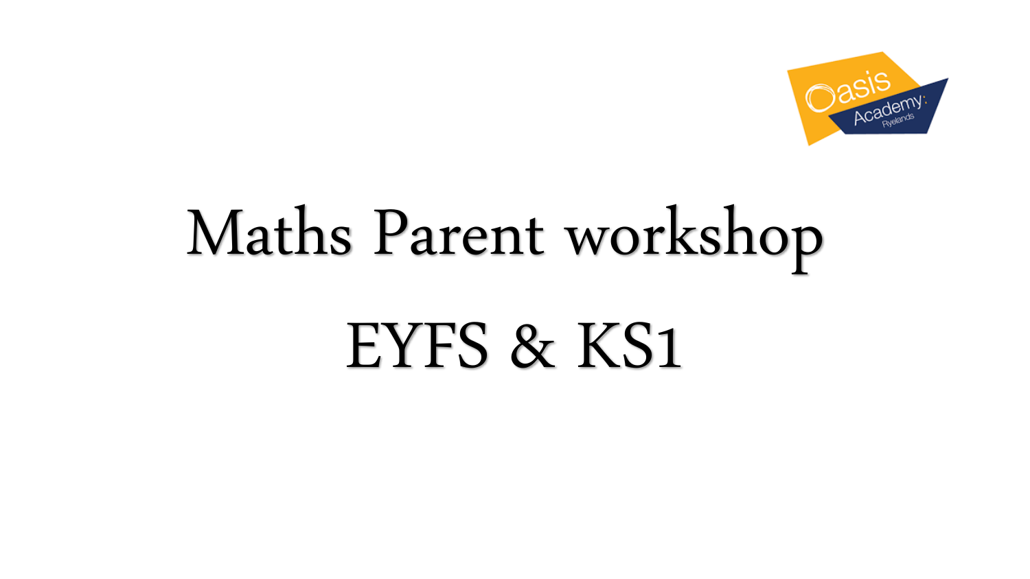Oasis Academy Ryelands

# Maths Parent workshop

# EYFS & KS1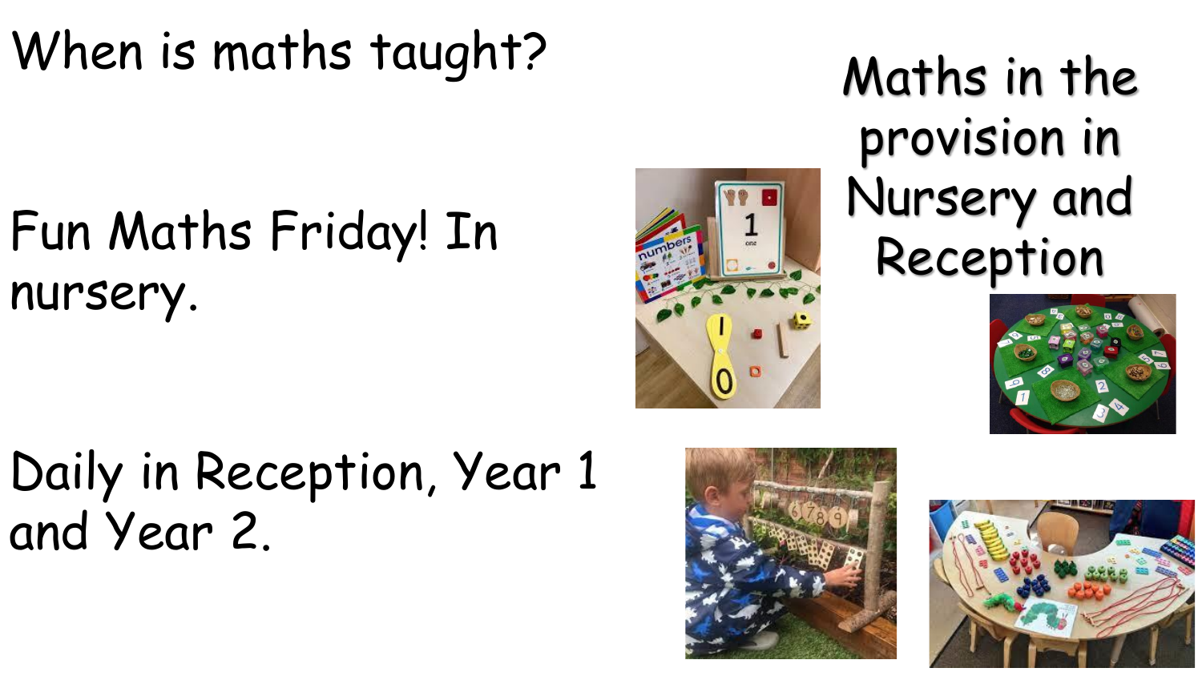# When is maths taught?

Fun Maths Friday! In nursery.

Daily in Reception, Year 1 and Year 2.

## Maths in the provision in Nursery and Reception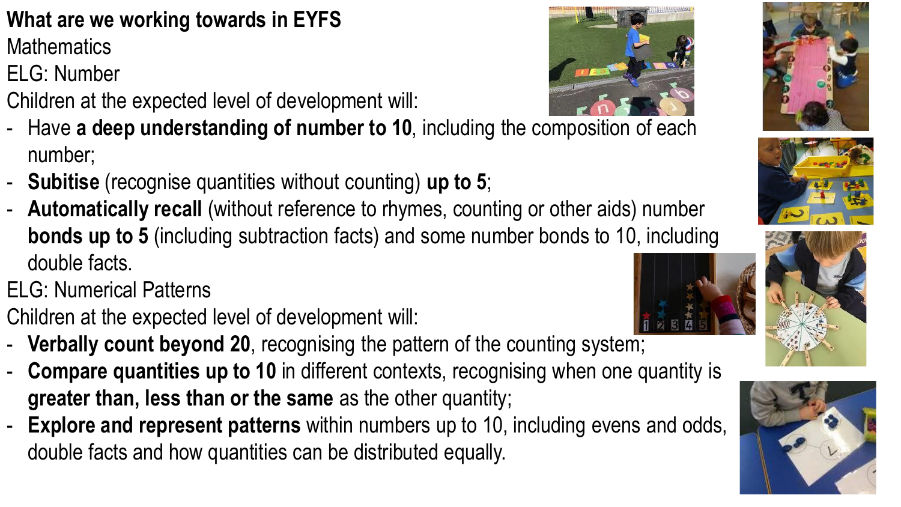# What are we working towards in EYFS

## Mathematics

### ELG: Number

Children at the expected level of development will:

- Have **a deep understanding of number to 10**, including the composition of each number;
- **Subitise** (recognise quantities without counting) **up to 5**;
- **Automatically recall** (without reference to rhymes, counting or other aids) number **bonds up to 5** (including subtraction facts) and some number bonds to 10, including double facts.

### ELG: Numerical Patterns

Children at the expected level of development will:

- **Verbally count beyond 20**, recognising the pattern of the counting system;
- **Compare quantities up to 10** in different contexts, recognising when one quantity is **greater than, less than or the same** as the other quantity;
- **Explore and represent patterns** within numbers up to 10, including evens and odds, double facts and how quantities can be distributed equally.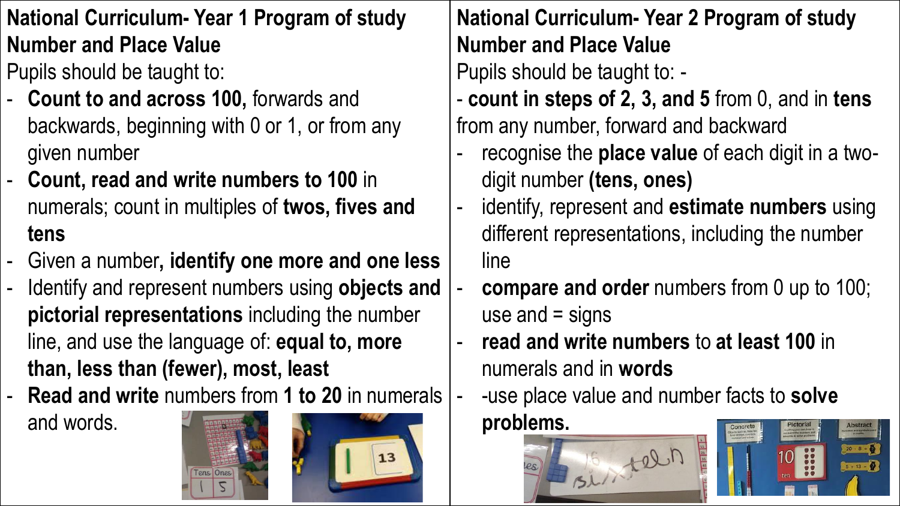## National Curriculum- Year 1 Program of study

### Number and Place Value

Pupils should be taught to:

- **Count to and across 100,** forwards and backwards, beginning with 0 or 1, or from any given number
- **Count, read and write numbers to 100** in numerals; count in multiples of **twos, fives and tens**
- Given a number**, identify one more and one less**
- Identify and represent numbers using **objects and pictorial representations** including the number line, and use the language of: **equal to, more than, less than (fewer), most, least**
- **Read and write** numbers from **1 to 20** in numerals and words.

## National Curriculum- Year 2 Program of study

### Number and Place Value

Pupils should be taught to: -

- **count in steps of 2, 3, and 5** from 0, and in **tens** from any number, forward and backward
- recognise the **place value** of each digit in a two-digit number **(tens, ones)**
- identify, represent and **estimate numbers** using different representations, including the number line
- **compare and order** numbers from 0 up to 100; use and = signs
- **read and write numbers** to **at least 100** in numerals and in **words**
- -use place value and number facts to **solve problems.**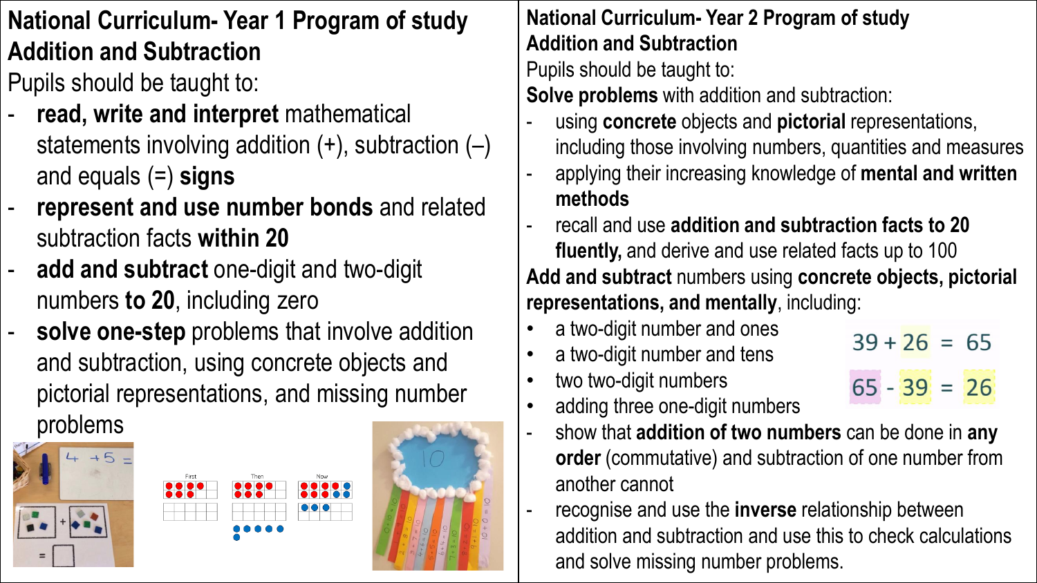## National Curriculum- Year 1 Program of study
## Addition and Subtraction

Pupils should be taught to:

- **read, write and interpret** mathematical statements involving addition (+), subtraction (–) and equals (=) **signs**
- **represent and use number bonds** and related subtraction facts **within 20**
- **add and subtract** one-digit and two-digit numbers **to 20**, including zero
- **solve one-step** problems that involve addition and subtraction, using concrete objects and pictorial representations, and missing number problems

## National Curriculum- Year 2 Program of study
## Addition and Subtraction

Pupils should be taught to:

**Solve problems** with addition and subtraction:

- using **concrete** objects and **pictorial** representations, including those involving numbers, quantities and measures
- applying their increasing knowledge of **mental and written methods**
- recall and use **addition and subtraction facts to 20 fluently,** and derive and use related facts up to 100

**Add and subtract** numbers using **concrete objects, pictorial representations, and mentally**, including:

- a two-digit number and ones
- a two-digit number and tens
- two two-digit numbers
- adding three one-digit numbers

$39 + 26 = 65$

$65 - 39 = 26$

- show that **addition of two numbers** can be done in **any order** (commutative) and subtraction of one number from another cannot
- recognise and use the **inverse** relationship between addition and subtraction and use this to check calculations and solve missing number problems.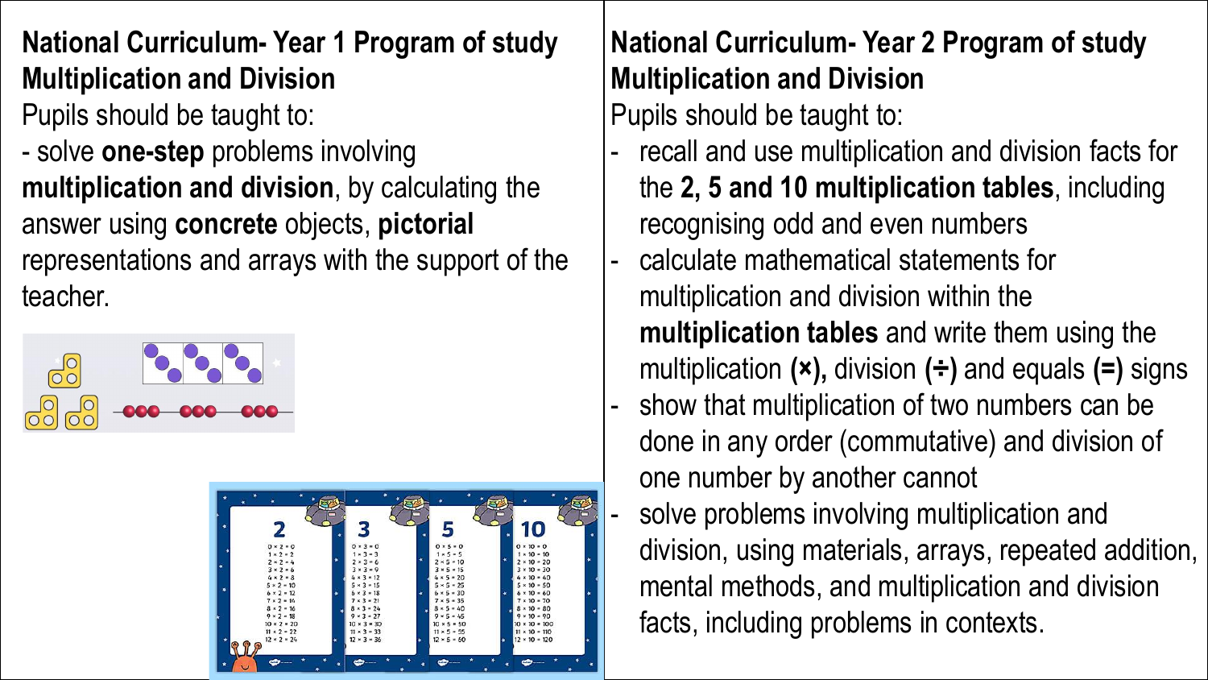## National Curriculum- Year 1 Program of study Multiplication and Division

Pupils should be taught to:

- solve **one-step** problems involving **multiplication and division**, by calculating the answer using **concrete** objects, **pictorial** representations and arrays with the support of the teacher.

## National Curriculum- Year 2 Program of study Multiplication and Division

Pupils should be taught to:

- recall and use multiplication and division facts for the **2, 5 and 10 multiplication tables**, including recognising odd and even numbers
- calculate mathematical statements for multiplication and division within the **multiplication tables** and write them using the multiplication **(×),** division **(÷)** and equals **(=)** signs
- show that multiplication of two numbers can be done in any order (commutative) and division of one number by another cannot
- solve problems involving multiplication and division, using materials, arrays, repeated addition, mental methods, and multiplication and division facts, including problems in contexts.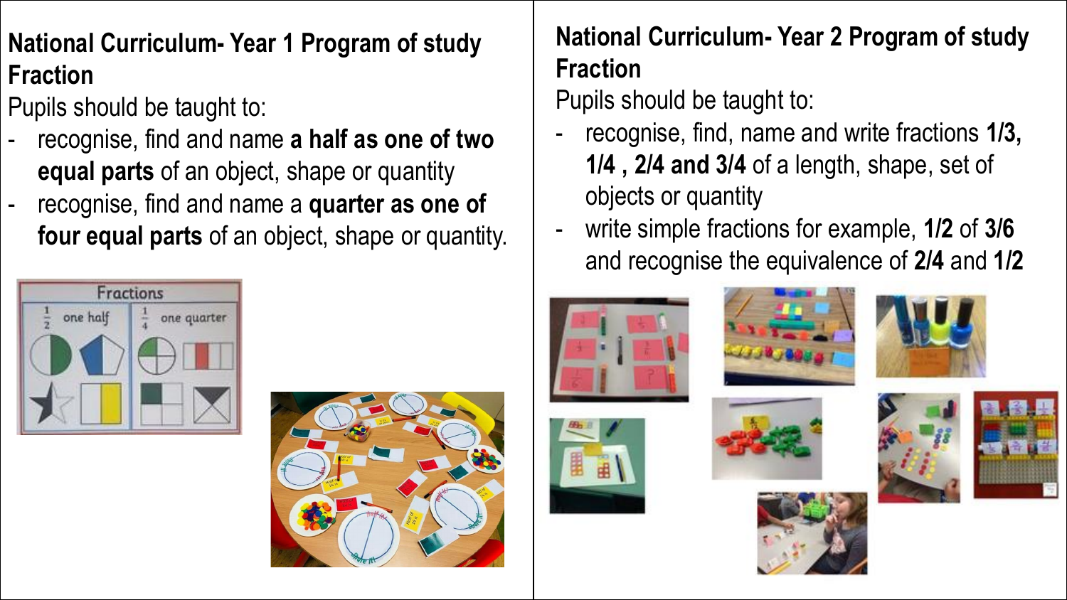## National Curriculum- Year 1 Program of study Fraction

Pupils should be taught to:

- recognise, find and name **a half as one of two equal parts** of an object, shape or quantity
- recognise, find and name a **quarter as one of four equal parts** of an object, shape or quantity.

## National Curriculum- Year 2 Program of study Fraction

Pupils should be taught to:

- recognise, find, name and write fractions **1/3, 1/4 , 2/4 and 3/4** of a length, shape, set of objects or quantity
- write simple fractions for example, **1/2** of **3/6** and recognise the equivalence of **2/4** and **1/2**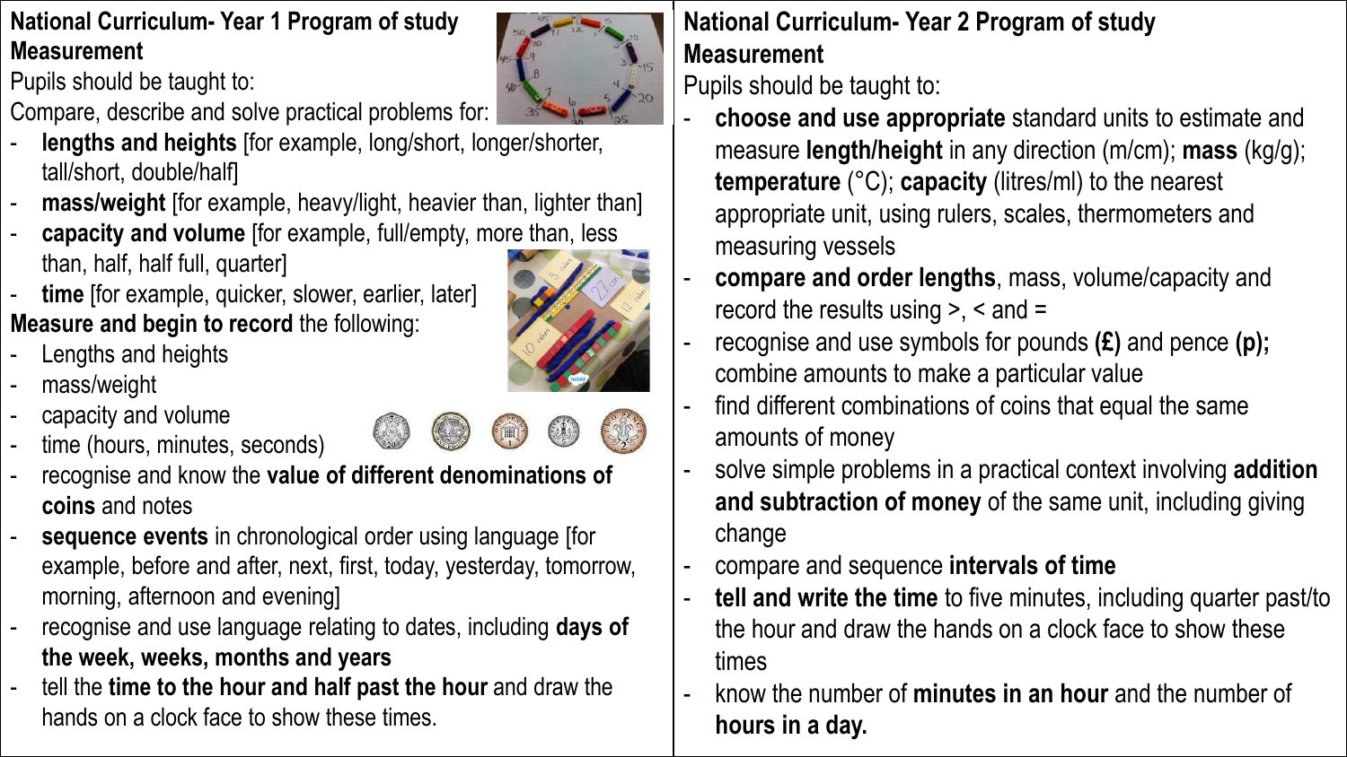## National Curriculum- Year 1 Program of study

### Measurement

Pupils should be taught to:

Compare, describe and solve practical problems for:

- **lengths and heights** [for example, long/short, longer/shorter, tall/short, double/half]
- **mass/weight** [for example, heavy/light, heavier than, lighter than]
- **capacity and volume** [for example, full/empty, more than, less than, half, half full, quarter]
- **time** [for example, quicker, slower, earlier, later]

**Measure and begin to record** the following:

- Lengths and heights
- mass/weight
- capacity and volume
- time (hours, minutes, seconds)
- recognise and know the **value of different denominations of coins** and notes
- **sequence events** in chronological order using language [for example, before and after, next, first, today, yesterday, tomorrow, morning, afternoon and evening]
- recognise and use language relating to dates, including **days of the week, weeks, months and years**
- tell the **time to the hour and half past the hour** and draw the hands on a clock face to show these times.

## National Curriculum- Year 2 Program of study

### Measurement

Pupils should be taught to:

- **choose and use appropriate** standard units to estimate and measure **length/height** in any direction (m/cm); **mass** (kg/g); **temperature** (°C); **capacity** (litres/ml) to the nearest appropriate unit, using rulers, scales, thermometers and measuring vessels
- **compare and order lengths**, mass, volume/capacity and record the results using >, < and =
- recognise and use symbols for pounds **(£)** and pence **(p);** combine amounts to make a particular value
- find different combinations of coins that equal the same amounts of money
- solve simple problems in a practical context involving **addition and subtraction of money** of the same unit, including giving change
- compare and sequence **intervals of time**
- **tell and write the time** to five minutes, including quarter past/to the hour and draw the hands on a clock face to show these times
- know the number of **minutes in an hour** and the number of **hours in a day.**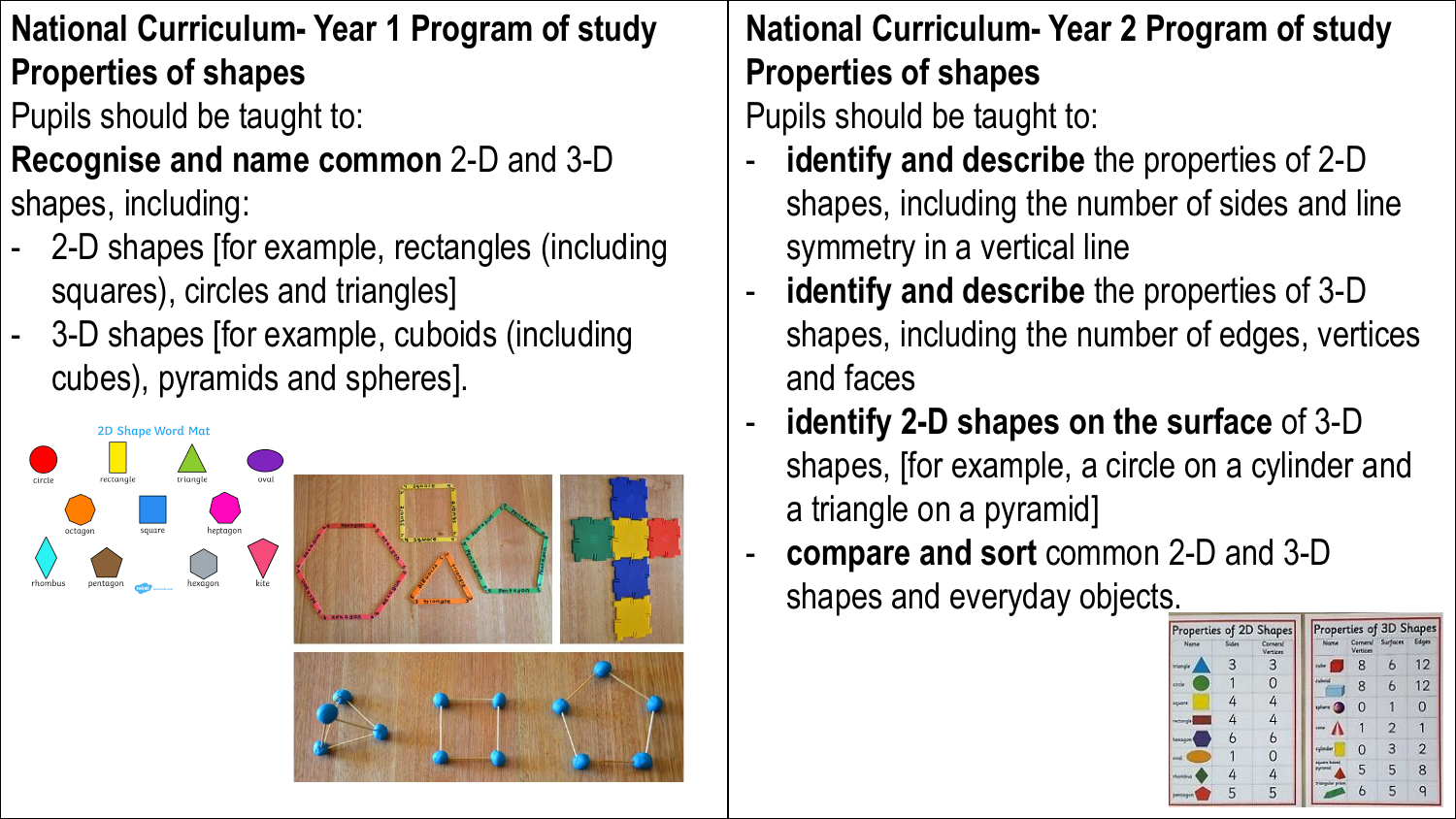## National Curriculum- Year 1 Program of study

### Properties of shapes

Pupils should be taught to:

**Recognise and name common** 2-D and 3-D shapes, including:

- 2-D shapes [for example, rectangles (including squares), circles and triangles]
- 3-D shapes [for example, cuboids (including cubes), pyramids and spheres].

## National Curriculum- Year 2 Program of study

### Properties of shapes

Pupils should be taught to:

- **identify and describe** the properties of 2-D shapes, including the number of sides and line symmetry in a vertical line
- **identify and describe** the properties of 3-D shapes, including the number of edges, vertices and faces
- **identify 2-D shapes on the surface** of 3-D shapes, [for example, a circle on a cylinder and a triangle on a pyramid]
- **compare and sort** common 2-D and 3-D shapes and everyday objects.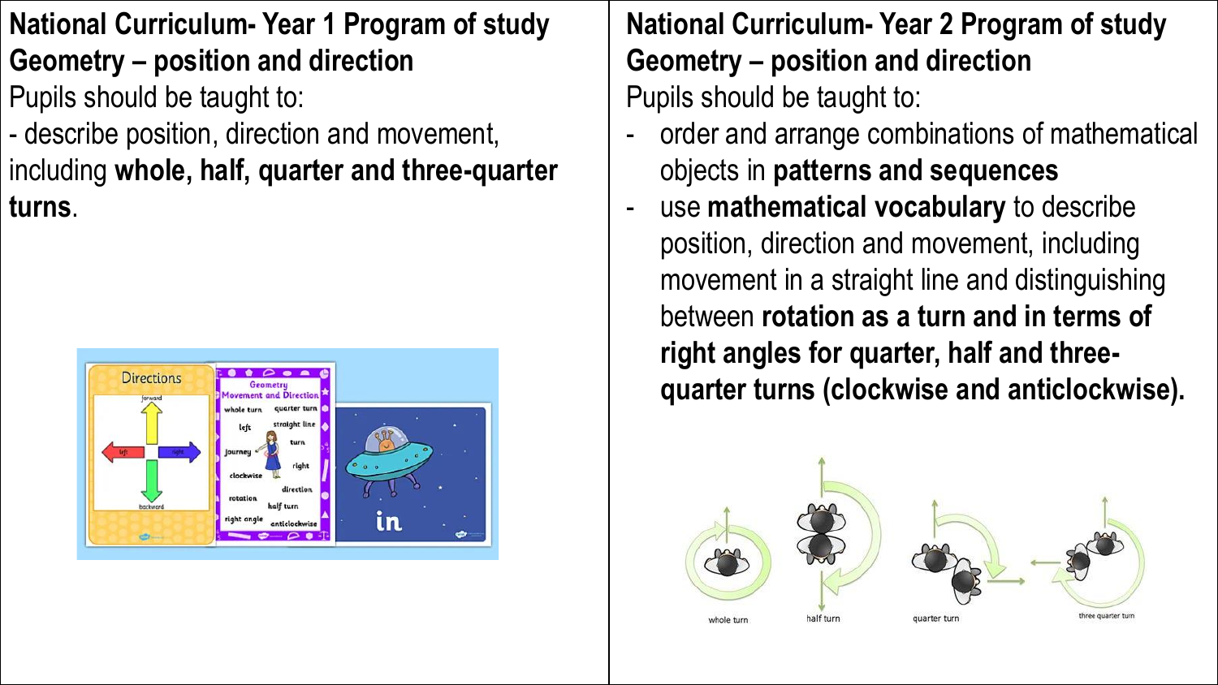## National Curriculum- Year 1 Program of study

## Geometry – position and direction

Pupils should be taught to:

- describe position, direction and movement, including **whole, half, quarter and three-quarter turns**.

## National Curriculum- Year 2 Program of study

## Geometry – position and direction

Pupils should be taught to:

- order and arrange combinations of mathematical objects in **patterns and sequences**
- use **mathematical vocabulary** to describe position, direction and movement, including movement in a straight line and distinguishing between **rotation as a turn and in terms of right angles for quarter, half and three-quarter turns (clockwise and anticlockwise).**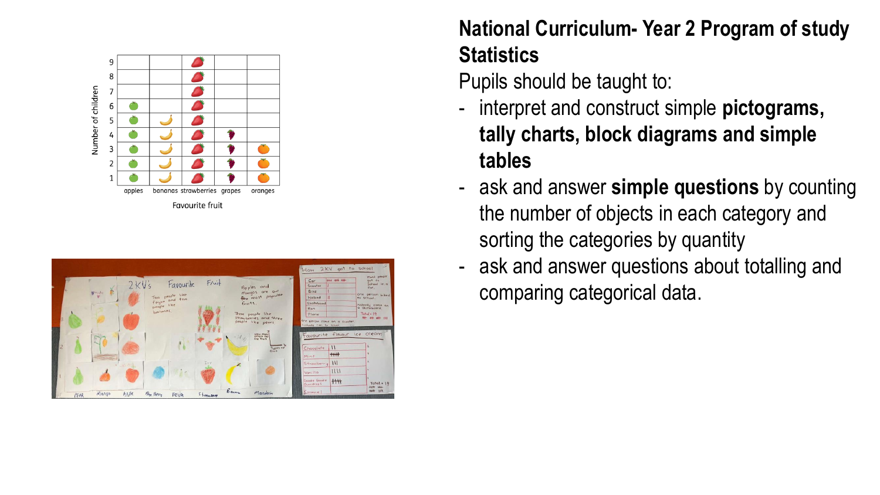9
8
7
6
5
4
3
2
1

Number of children

apples bananas strawberries grapes oranges

Favourite fruit

## National Curriculum- Year 2 Program of study Statistics

Pupils should be taught to:

- interpret and construct simple **pictograms, tally charts, block diagrams and simple tables**
- ask and answer **simple questions** by counting the number of objects in each category and sorting the categories by quantity
- ask and answer questions about totalling and comparing categorical data.